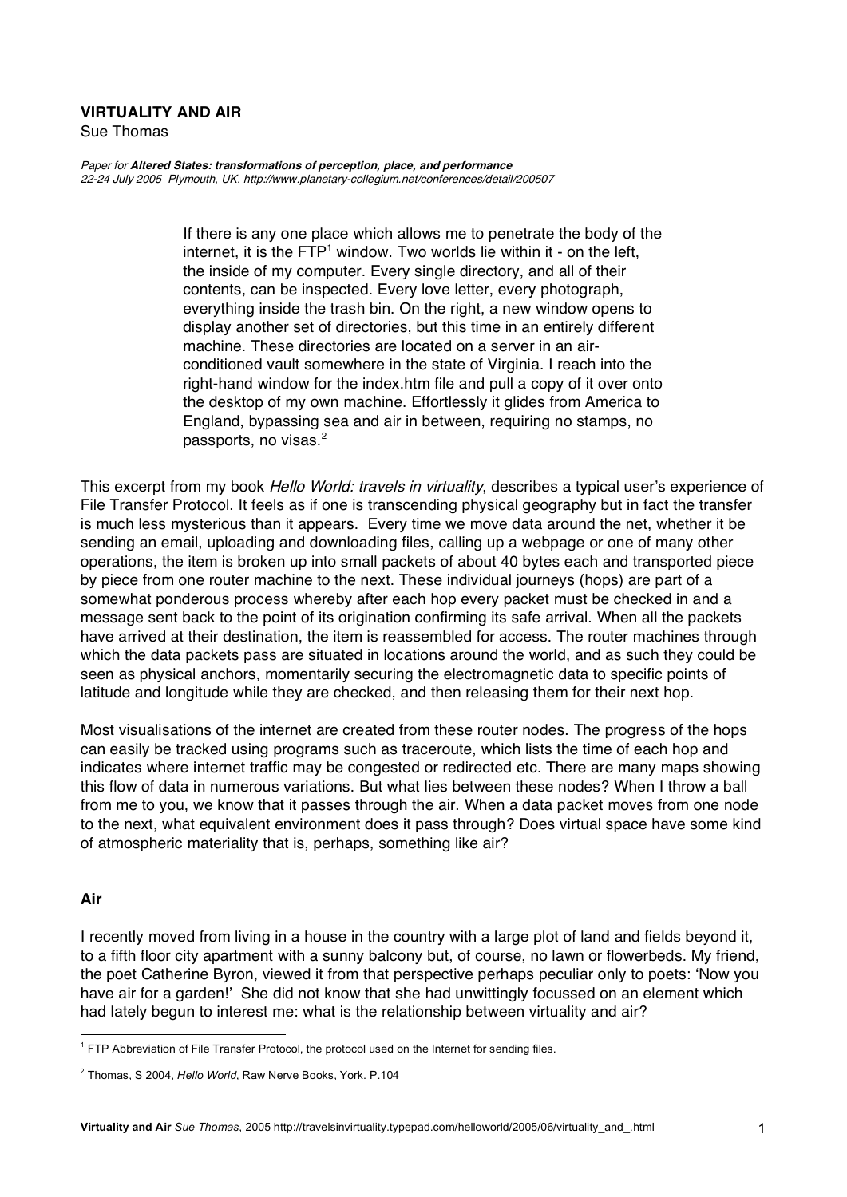# VIRTUALITY AND AIR

Sue Thomas

*Paper for **Altered States: transformations of perception, place, and performance***
*22-24 July 2005 Plymouth, UK. http://www.planetary-collegium.net/conferences/detail/200507*

> If there is any one place which allows me to penetrate the body of the internet, it is the FTP[1] window. Two worlds lie within it - on the left, the inside of my computer. Every single directory, and all of their contents, can be inspected. Every love letter, every photograph, everything inside the trash bin. On the right, a new window opens to display another set of directories, but this time in an entirely different machine. These directories are located on a server in an air-conditioned vault somewhere in the state of Virginia. I reach into the right-hand window for the index.htm file and pull a copy of it over onto the desktop of my own machine. Effortlessly it glides from America to England, bypassing sea and air in between, requiring no stamps, no passports, no visas.[2]

This excerpt from my book *Hello World: travels in virtuality*, describes a typical user's experience of File Transfer Protocol. It feels as if one is transcending physical geography but in fact the transfer is much less mysterious than it appears. Every time we move data around the net, whether it be sending an email, uploading and downloading files, calling up a webpage or one of many other operations, the item is broken up into small packets of about 40 bytes each and transported piece by piece from one router machine to the next. These individual journeys (hops) are part of a somewhat ponderous process whereby after each hop every packet must be checked in and a message sent back to the point of its origination confirming its safe arrival. When all the packets have arrived at their destination, the item is reassembled for access. The router machines through which the data packets pass are situated in locations around the world, and as such they could be seen as physical anchors, momentarily securing the electromagnetic data to specific points of latitude and longitude while they are checked, and then releasing them for their next hop.

Most visualisations of the internet are created from these router nodes. The progress of the hops can easily be tracked using programs such as traceroute, which lists the time of each hop and indicates where internet traffic may be congested or redirected etc. There are many maps showing this flow of data in numerous variations. But what lies between these nodes? When I throw a ball from me to you, we know that it passes through the air. When a data packet moves from one node to the next, what equivalent environment does it pass through? Does virtual space have some kind of atmospheric materiality that is, perhaps, something like air?

## Air

I recently moved from living in a house in the country with a large plot of land and fields beyond it, to a fifth floor city apartment with a sunny balcony but, of course, no lawn or flowerbeds. My friend, the poet Catherine Byron, viewed it from that perspective perhaps peculiar only to poets: 'Now you have air for a garden!' She did not know that she had unwittingly focussed on an element which had lately begun to interest me: what is the relationship between virtuality and air?

---

[1] FTP Abbreviation of File Transfer Protocol, the protocol used on the Internet for sending files.

[2] Thomas, S 2004, *Hello World*, Raw Nerve Books, York. P.104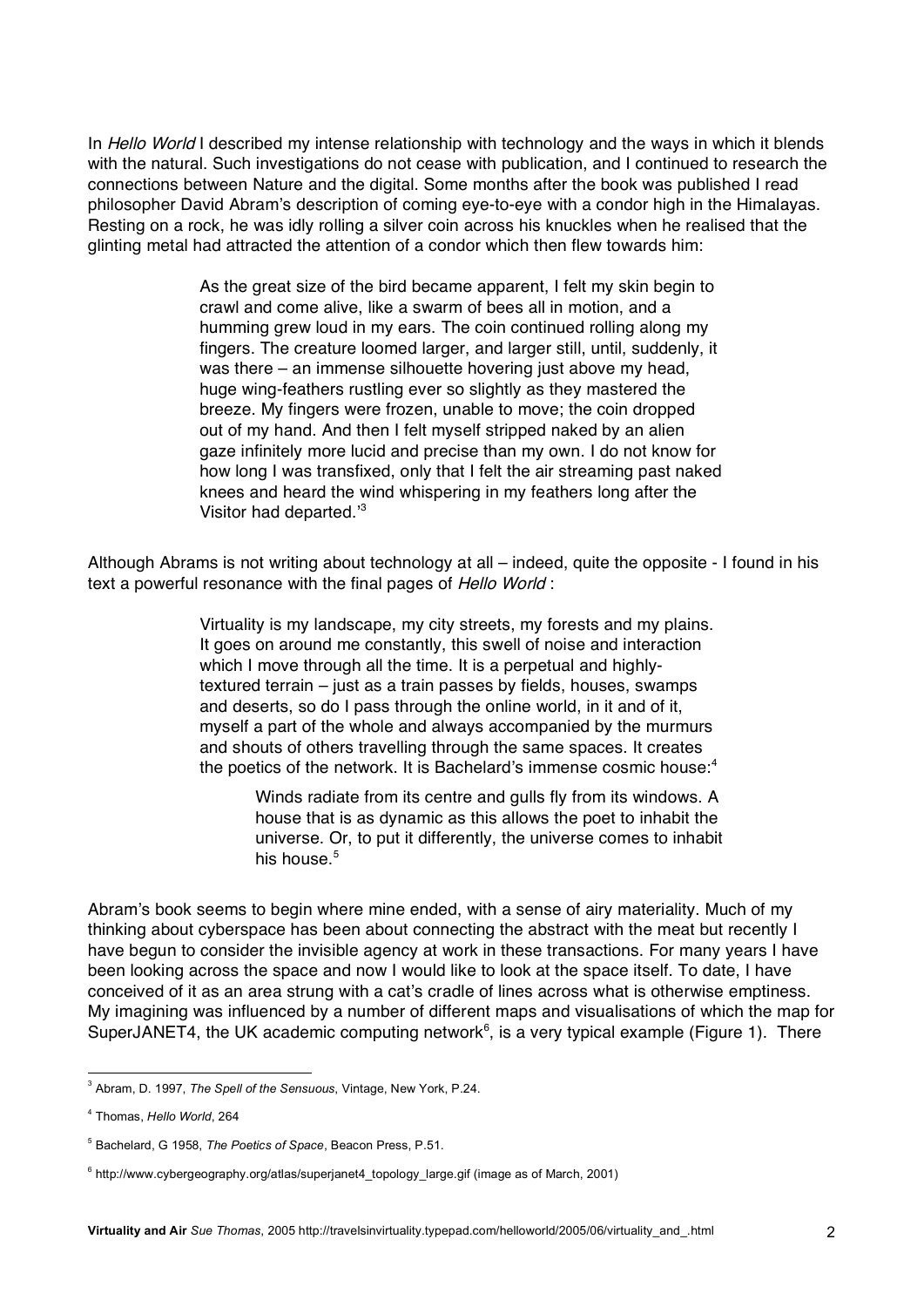In *Hello World* I described my intense relationship with technology and the ways in which it blends with the natural. Such investigations do not cease with publication, and I continued to research the connections between Nature and the digital. Some months after the book was published I read philosopher David Abram's description of coming eye-to-eye with a condor high in the Himalayas. Resting on a rock, he was idly rolling a silver coin across his knuckles when he realised that the glinting metal had attracted the attention of a condor which then flew towards him:

> As the great size of the bird became apparent, I felt my skin begin to crawl and come alive, like a swarm of bees all in motion, and a humming grew loud in my ears. The coin continued rolling along my fingers. The creature loomed larger, and larger still, until, suddenly, it was there – an immense silhouette hovering just above my head, huge wing-feathers rustling ever so slightly as they mastered the breeze. My fingers were frozen, unable to move; the coin dropped out of my hand. And then I felt myself stripped naked by an alien gaze infinitely more lucid and precise than my own. I do not know for how long I was transfixed, only that I felt the air streaming past naked knees and heard the wind whispering in my feathers long after the Visitor had departed.'[3]

Although Abrams is not writing about technology at all – indeed, quite the opposite - I found in his text a powerful resonance with the final pages of *Hello World* :

> Virtuality is my landscape, my city streets, my forests and my plains. It goes on around me constantly, this swell of noise and interaction which I move through all the time. It is a perpetual and highly-textured terrain – just as a train passes by fields, houses, swamps and deserts, so do I pass through the online world, in it and of it, myself a part of the whole and always accompanied by the murmurs and shouts of others travelling through the same spaces. It creates the poetics of the network. It is Bachelard's immense cosmic house:[4]
>
> > Winds radiate from its centre and gulls fly from its windows. A house that is as dynamic as this allows the poet to inhabit the universe. Or, to put it differently, the universe comes to inhabit his house.[5]

Abram's book seems to begin where mine ended, with a sense of airy materiality. Much of my thinking about cyberspace has been about connecting the abstract with the meat but recently I have begun to consider the invisible agency at work in these transactions. For many years I have been looking across the space and now I would like to look at the space itself. To date, I have conceived of it as an area strung with a cat's cradle of lines across what is otherwise emptiness. My imagining was influenced by a number of different maps and visualisations of which the map for SuperJANET4, the UK academic computing network[6], is a very typical example (Figure 1). There

---

[3] Abram, D. 1997, *The Spell of the Sensuous*, Vintage, New York, P.24.

[4] Thomas, *Hello World*, 264

[5] Bachelard, G 1958, *The Poetics of Space*, Beacon Press, P.51.

[6] http://www.cybergeography.org/atlas/superjanet4_topology_large.gif (image as of March, 2001)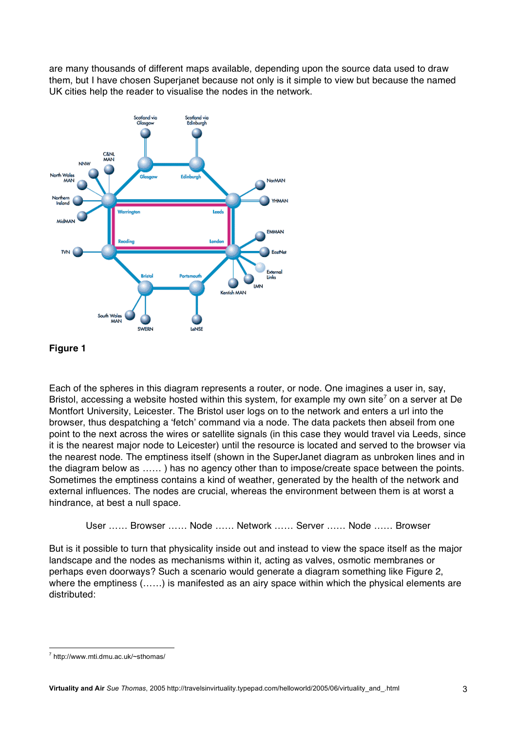are many thousands of different maps available, depending upon the source data used to draw them, but I have chosen Superjanet because not only is it simple to view but because the named UK cities help the reader to visualise the nodes in the network.

**Figure 1**

Each of the spheres in this diagram represents a router, or node. One imagines a user in, say, Bristol, accessing a website hosted within this system, for example my own site[7] on a server at De Montfort University, Leicester. The Bristol user logs on to the network and enters a url into the browser, thus despatching a 'fetch' command via a node. The data packets then abseil from one point to the next across the wires or satellite signals (in this case they would travel via Leeds, since it is the nearest major node to Leicester) until the resource is located and served to the browser via the nearest node. The emptiness itself (shown in the SuperJanet diagram as unbroken lines and in the diagram below as …… ) has no agency other than to impose/create space between the points. Sometimes the emptiness contains a kind of weather, generated by the health of the network and external influences. The nodes are crucial, whereas the environment between them is at worst a hindrance, at best a null space.

User …… Browser …… Node …… Network …… Server …… Node …… Browser

But is it possible to turn that physicality inside out and instead to view the space itself as the major landscape and the nodes as mechanisms within it, acting as valves, osmotic membranes or perhaps even doorways? Such a scenario would generate a diagram something like Figure 2, where the emptiness (……) is manifested as an airy space within which the physical elements are distributed:

[7] http://www.mti.dmu.ac.uk/~sthomas/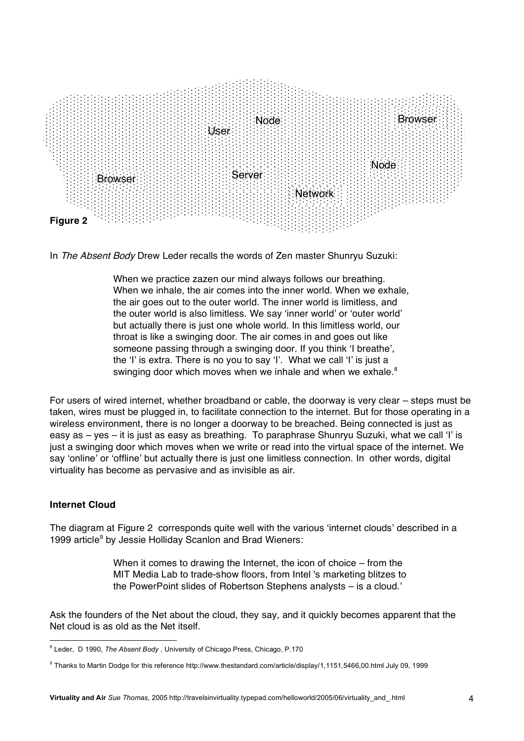User Node Browser

Browser Server Node

Network

**Figure 2**

In *The Absent Body* Drew Leder recalls the words of Zen master Shunryu Suzuki:

> When we practice zazen our mind always follows our breathing. When we inhale, the air comes into the inner world. When we exhale, the air goes out to the outer world. The inner world is limitless, and the outer world is also limitless. We say 'inner world' or 'outer world' but actually there is just one whole world. In this limitless world, our throat is like a swinging door. The air comes in and goes out like someone passing through a swinging door. If you think 'I breathe', the 'I' is extra. There is no you to say 'I'. What we call 'I' is just a swinging door which moves when we inhale and when we exhale.[8]

For users of wired internet, whether broadband or cable, the doorway is very clear – steps must be taken, wires must be plugged in, to facilitate connection to the internet. But for those operating in a wireless environment, there is no longer a doorway to be breached. Being connected is just as easy as – yes – it is just as easy as breathing. To paraphrase Shunryu Suzuki, what we call 'I' is just a swinging door which moves when we write or read into the virtual space of the internet. We say 'online' or 'offline' but actually there is just one limitless connection. In other words, digital virtuality has become as pervasive and as invisible as air.

### Internet Cloud

The diagram at Figure 2 corresponds quite well with the various 'internet clouds' described in a 1999 article[9] by Jessie Holliday Scanlon and Brad Wieners:

> When it comes to drawing the Internet, the icon of choice – from the MIT Media Lab to trade-show floors, from Intel 's marketing blitzes to the PowerPoint slides of Robertson Stephens analysts – is a cloud.'

Ask the founders of the Net about the cloud, they say, and it quickly becomes apparent that the Net cloud is as old as the Net itself.

---

[8] Leder, D 1990, *The Absent Body* , University of Chicago Press, Chicago, P.170

[9] Thanks to Martin Dodge for this reference http://www.thestandard.com/article/display/1,1151,5466,00.html July 09, 1999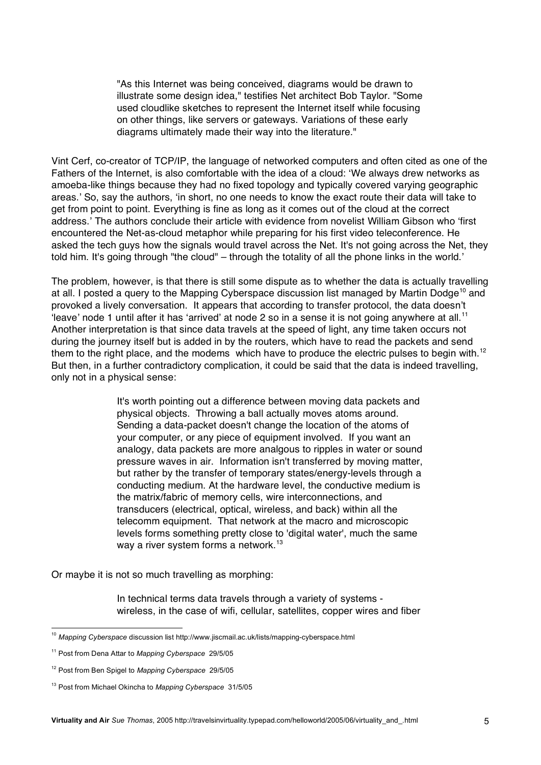> "As this Internet was being conceived, diagrams would be drawn to illustrate some design idea," testifies Net architect Bob Taylor. "Some used cloudlike sketches to represent the Internet itself while focusing on other things, like servers or gateways. Variations of these early diagrams ultimately made their way into the literature."

Vint Cerf, co-creator of TCP/IP, the language of networked computers and often cited as one of the Fathers of the Internet, is also comfortable with the idea of a cloud: 'We always drew networks as amoeba-like things because they had no fixed topology and typically covered varying geographic areas.' So, say the authors, 'in short, no one needs to know the exact route their data will take to get from point to point. Everything is fine as long as it comes out of the cloud at the correct address.' The authors conclude their article with evidence from novelist William Gibson who 'first encountered the Net-as-cloud metaphor while preparing for his first video teleconference. He asked the tech guys how the signals would travel across the Net. It's not going across the Net, they told him. It's going through "the cloud" – through the totality of all the phone links in the world.'

The problem, however, is that there is still some dispute as to whether the data is actually travelling at all. I posted a query to the Mapping Cyberspace discussion list managed by Martin Dodge[10] and provoked a lively conversation. It appears that according to transfer protocol, the data doesn't 'leave' node 1 until after it has 'arrived' at node 2 so in a sense it is not going anywhere at all.[11] Another interpretation is that since data travels at the speed of light, any time taken occurs not during the journey itself but is added in by the routers, which have to read the packets and send them to the right place, and the modems which have to produce the electric pulses to begin with.[12] But then, in a further contradictory complication, it could be said that the data is indeed travelling, only not in a physical sense:

> It's worth pointing out a difference between moving data packets and physical objects. Throwing a ball actually moves atoms around. Sending a data-packet doesn't change the location of the atoms of your computer, or any piece of equipment involved. If you want an analogy, data packets are more analgous to ripples in water or sound pressure waves in air. Information isn't transferred by moving matter, but rather by the transfer of temporary states/energy-levels through a conducting medium. At the hardware level, the conductive medium is the matrix/fabric of memory cells, wire interconnections, and transducers (electrical, optical, wireless, and back) within all the telecomm equipment. That network at the macro and microscopic levels forms something pretty close to 'digital water', much the same way a river system forms a network.[13]

Or maybe it is not so much travelling as morphing:

> In technical terms data travels through a variety of systems - wireless, in the case of wifi, cellular, satellites, copper wires and fiber

---

[10] *Mapping Cyberspace* discussion list http://www.jiscmail.ac.uk/lists/mapping-cyberspace.html

[11] Post from Dena Attar to *Mapping Cyberspace* 29/5/05

[12] Post from Ben Spigel to *Mapping Cyberspace* 29/5/05

[13] Post from Michael Okincha to *Mapping Cyberspace* 31/5/05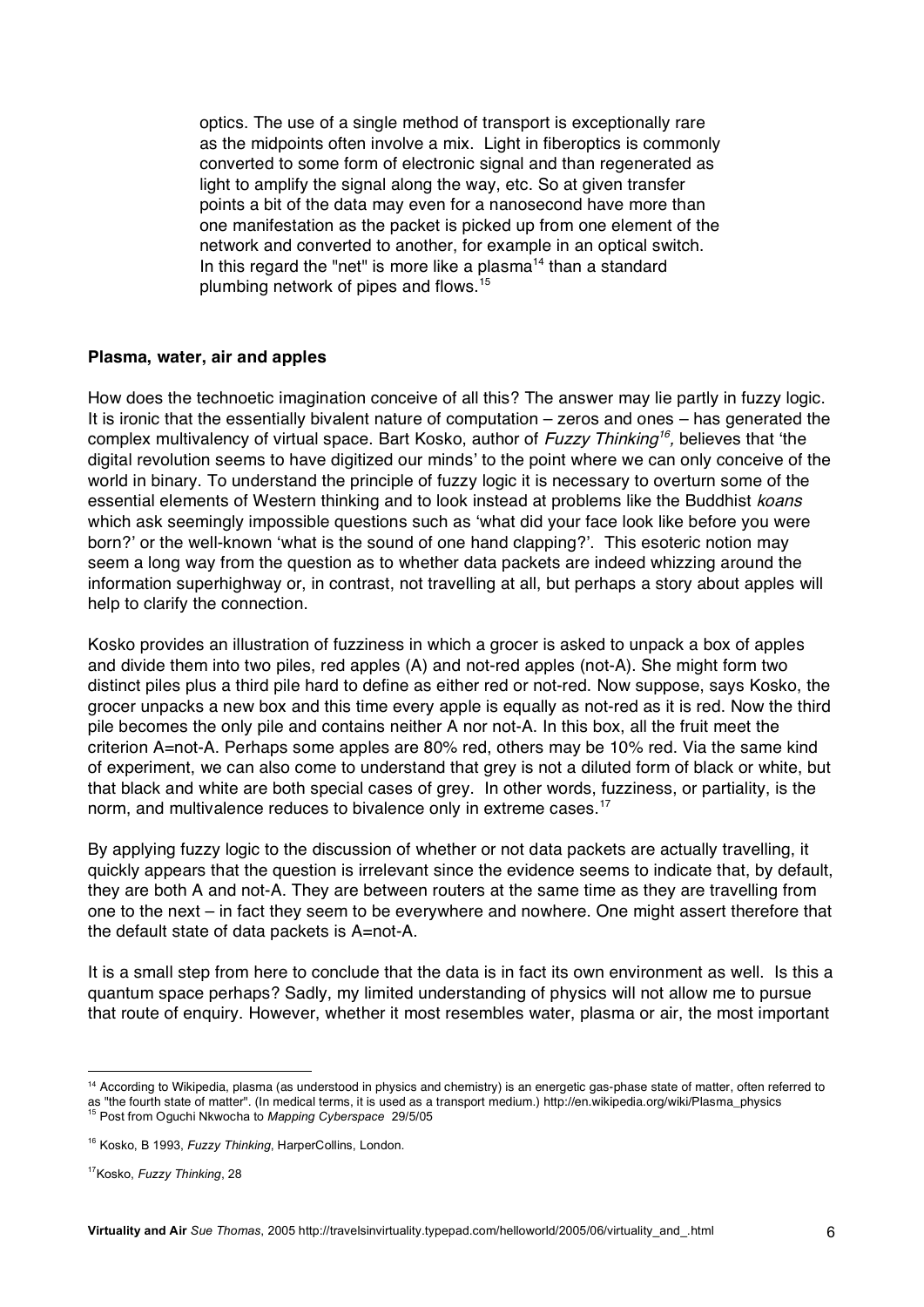optics. The use of a single method of transport is exceptionally rare as the midpoints often involve a mix. Light in fiberoptics is commonly converted to some form of electronic signal and than regenerated as light to amplify the signal along the way, etc. So at given transfer points a bit of the data may even for a nanosecond have more than one manifestation as the packet is picked up from one element of the network and converted to another, for example in an optical switch. In this regard the "net" is more like a plasma[14] than a standard plumbing network of pipes and flows.[15]

**Plasma, water, air and apples**

How does the technoetic imagination conceive of all this? The answer may lie partly in fuzzy logic. It is ironic that the essentially bivalent nature of computation – zeros and ones – has generated the complex multivalency of virtual space. Bart Kosko, author of *Fuzzy Thinking*[16], believes that 'the digital revolution seems to have digitized our minds' to the point where we can only conceive of the world in binary. To understand the principle of fuzzy logic it is necessary to overturn some of the essential elements of Western thinking and to look instead at problems like the Buddhist *koans* which ask seemingly impossible questions such as 'what did your face look like before you were born?' or the well-known 'what is the sound of one hand clapping?'. This esoteric notion may seem a long way from the question as to whether data packets are indeed whizzing around the information superhighway or, in contrast, not travelling at all, but perhaps a story about apples will help to clarify the connection.

Kosko provides an illustration of fuzziness in which a grocer is asked to unpack a box of apples and divide them into two piles, red apples (A) and not-red apples (not-A). She might form two distinct piles plus a third pile hard to define as either red or not-red. Now suppose, says Kosko, the grocer unpacks a new box and this time every apple is equally as not-red as it is red. Now the third pile becomes the only pile and contains neither A nor not-A. In this box, all the fruit meet the criterion A=not-A. Perhaps some apples are 80% red, others may be 10% red. Via the same kind of experiment, we can also come to understand that grey is not a diluted form of black or white, but that black and white are both special cases of grey. In other words, fuzziness, or partiality, is the norm, and multivalence reduces to bivalence only in extreme cases.[17]

By applying fuzzy logic to the discussion of whether or not data packets are actually travelling, it quickly appears that the question is irrelevant since the evidence seems to indicate that, by default, they are both A and not-A. They are between routers at the same time as they are travelling from one to the next – in fact they seem to be everywhere and nowhere. One might assert therefore that the default state of data packets is A=not-A.

It is a small step from here to conclude that the data is in fact its own environment as well. Is this a quantum space perhaps? Sadly, my limited understanding of physics will not allow me to pursue that route of enquiry. However, whether it most resembles water, plasma or air, the most important

---

[14] According to Wikipedia, plasma (as understood in physics and chemistry) is an energetic gas-phase state of matter, often referred to as "the fourth state of matter". (In medical terms, it is used as a transport medium.) http://en.wikipedia.org/wiki/Plasma_physics

[15] Post from Oguchi Nkwocha to *Mapping Cyberspace* 29/5/05

[16] Kosko, B 1993, *Fuzzy Thinking*, HarperCollins, London.

[17] Kosko, *Fuzzy Thinking*, 28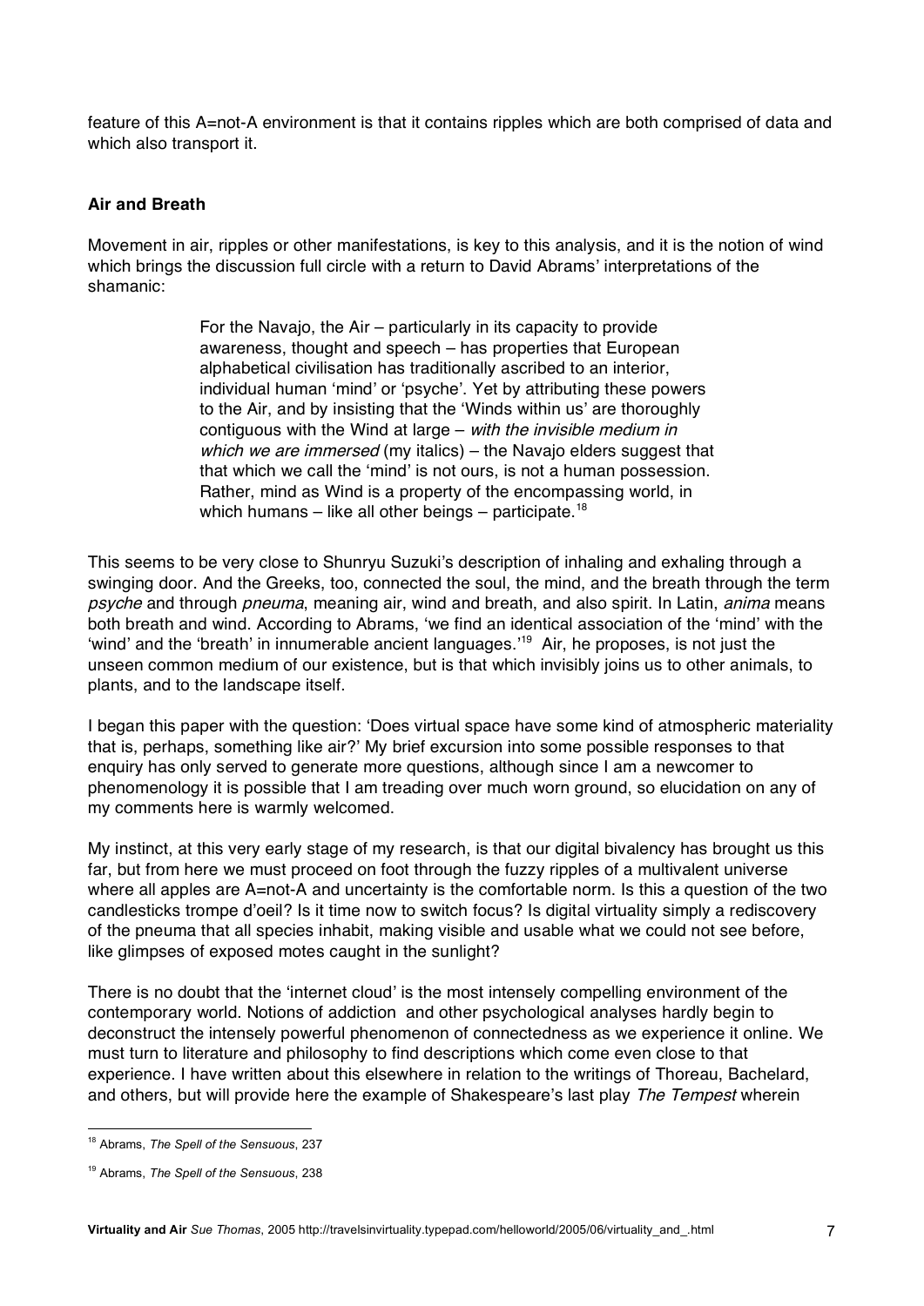feature of this A=not-A environment is that it contains ripples which are both comprised of data and which also transport it.

**Air and Breath**

Movement in air, ripples or other manifestations, is key to this analysis, and it is the notion of wind which brings the discussion full circle with a return to David Abrams' interpretations of the shamanic:

> For the Navajo, the Air – particularly in its capacity to provide awareness, thought and speech – has properties that European alphabetical civilisation has traditionally ascribed to an interior, individual human 'mind' or 'psyche'. Yet by attributing these powers to the Air, and by insisting that the 'Winds within us' are thoroughly contiguous with the Wind at large – *with the invisible medium in which we are immersed* (my italics) – the Navajo elders suggest that that which we call the 'mind' is not ours, is not a human possession. Rather, mind as Wind is a property of the encompassing world, in which humans – like all other beings – participate.[18]

This seems to be very close to Shunryu Suzuki's description of inhaling and exhaling through a swinging door. And the Greeks, too, connected the soul, the mind, and the breath through the term *psyche* and through *pneuma*, meaning air, wind and breath, and also spirit. In Latin, *anima* means both breath and wind. According to Abrams, 'we find an identical association of the 'mind' with the 'wind' and the 'breath' in innumerable ancient languages.'[19] Air, he proposes, is not just the unseen common medium of our existence, but is that which invisibly joins us to other animals, to plants, and to the landscape itself.

I began this paper with the question: 'Does virtual space have some kind of atmospheric materiality that is, perhaps, something like air?' My brief excursion into some possible responses to that enquiry has only served to generate more questions, although since I am a newcomer to phenomenology it is possible that I am treading over much worn ground, so elucidation on any of my comments here is warmly welcomed.

My instinct, at this very early stage of my research, is that our digital bivalency has brought us this far, but from here we must proceed on foot through the fuzzy ripples of a multivalent universe where all apples are A=not-A and uncertainty is the comfortable norm. Is this a question of the two candlesticks trompe d'oeil? Is it time now to switch focus? Is digital virtuality simply a rediscovery of the pneuma that all species inhabit, making visible and usable what we could not see before, like glimpses of exposed motes caught in the sunlight?

There is no doubt that the 'internet cloud' is the most intensely compelling environment of the contemporary world. Notions of addiction and other psychological analyses hardly begin to deconstruct the intensely powerful phenomenon of connectedness as we experience it online. We must turn to literature and philosophy to find descriptions which come even close to that experience. I have written about this elsewhere in relation to the writings of Thoreau, Bachelard, and others, but will provide here the example of Shakespeare's last play *The Tempest* wherein

---

[18] Abrams, *The Spell of the Sensuous*, 237

[19] Abrams, *The Spell of the Sensuous*, 238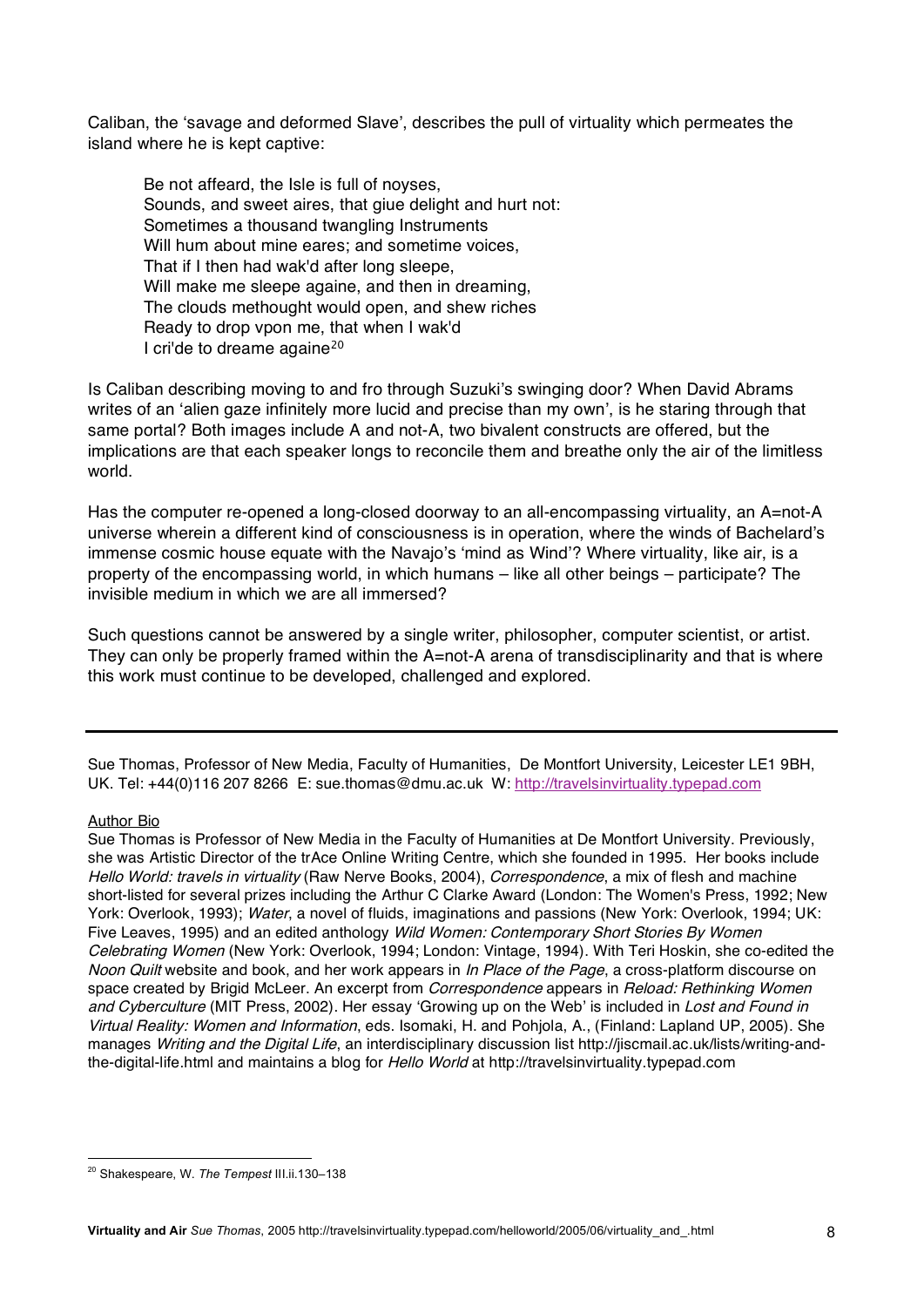Caliban, the 'savage and deformed Slave', describes the pull of virtuality which permeates the island where he is kept captive:

> Be not affeard, the Isle is full of noyses,
> Sounds, and sweet aires, that giue delight and hurt not:
> Sometimes a thousand twangling Instruments
> Will hum about mine eares; and sometime voices,
> That if I then had wak'd after long sleepe,
> Will make me sleepe againe, and then in dreaming,
> The clouds methought would open, and shew riches
> Ready to drop vpon me, that when I wak'd
> I cri'de to dreame againe[20]

Is Caliban describing moving to and fro through Suzuki's swinging door? When David Abrams writes of an 'alien gaze infinitely more lucid and precise than my own', is he staring through that same portal? Both images include A and not-A, two bivalent constructs are offered, but the implications are that each speaker longs to reconcile them and breathe only the air of the limitless world.

Has the computer re-opened a long-closed doorway to an all-encompassing virtuality, an A=not-A universe wherein a different kind of consciousness is in operation, where the winds of Bachelard's immense cosmic house equate with the Navajo's 'mind as Wind'? Where virtuality, like air, is a property of the encompassing world, in which humans – like all other beings – participate? The invisible medium in which we are all immersed?

Such questions cannot be answered by a single writer, philosopher, computer scientist, or artist. They can only be properly framed within the A=not-A arena of transdisciplinarity and that is where this work must continue to be developed, challenged and explored.

---

Sue Thomas, Professor of New Media, Faculty of Humanities, De Montfort University, Leicester LE1 9BH, UK. Tel: +44(0)116 207 8266 E: sue.thomas@dmu.ac.uk W: http://travelsinvirtuality.typepad.com

Author Bio

Sue Thomas is Professor of New Media in the Faculty of Humanities at De Montfort University. Previously, she was Artistic Director of the trAce Online Writing Centre, which she founded in 1995. Her books include *Hello World: travels in virtuality* (Raw Nerve Books, 2004), *Correspondence*, a mix of flesh and machine short-listed for several prizes including the Arthur C Clarke Award (London: The Women's Press, 1992; New York: Overlook, 1993); *Water*, a novel of fluids, imaginations and passions (New York: Overlook, 1994; UK: Five Leaves, 1995) and an edited anthology *Wild Women: Contemporary Short Stories By Women Celebrating Women* (New York: Overlook, 1994; London: Vintage, 1994). With Teri Hoskin, she co-edited the *Noon Quilt* website and book, and her work appears in *In Place of the Page*, a cross-platform discourse on space created by Brigid McLeer. An excerpt from *Correspondence* appears in *Reload: Rethinking Women and Cyberculture* (MIT Press, 2002). Her essay 'Growing up on the Web' is included in *Lost and Found in Virtual Reality: Women and Information*, eds. Isomaki, H. and Pohjola, A., (Finland: Lapland UP, 2005). She manages *Writing and the Digital Life*, an interdisciplinary discussion list http://jiscmail.ac.uk/lists/writing-and-the-digital-life.html and maintains a blog for *Hello World* at http://travelsinvirtuality.typepad.com

---

[20] Shakespeare, W. *The Tempest* III.ii.130–138